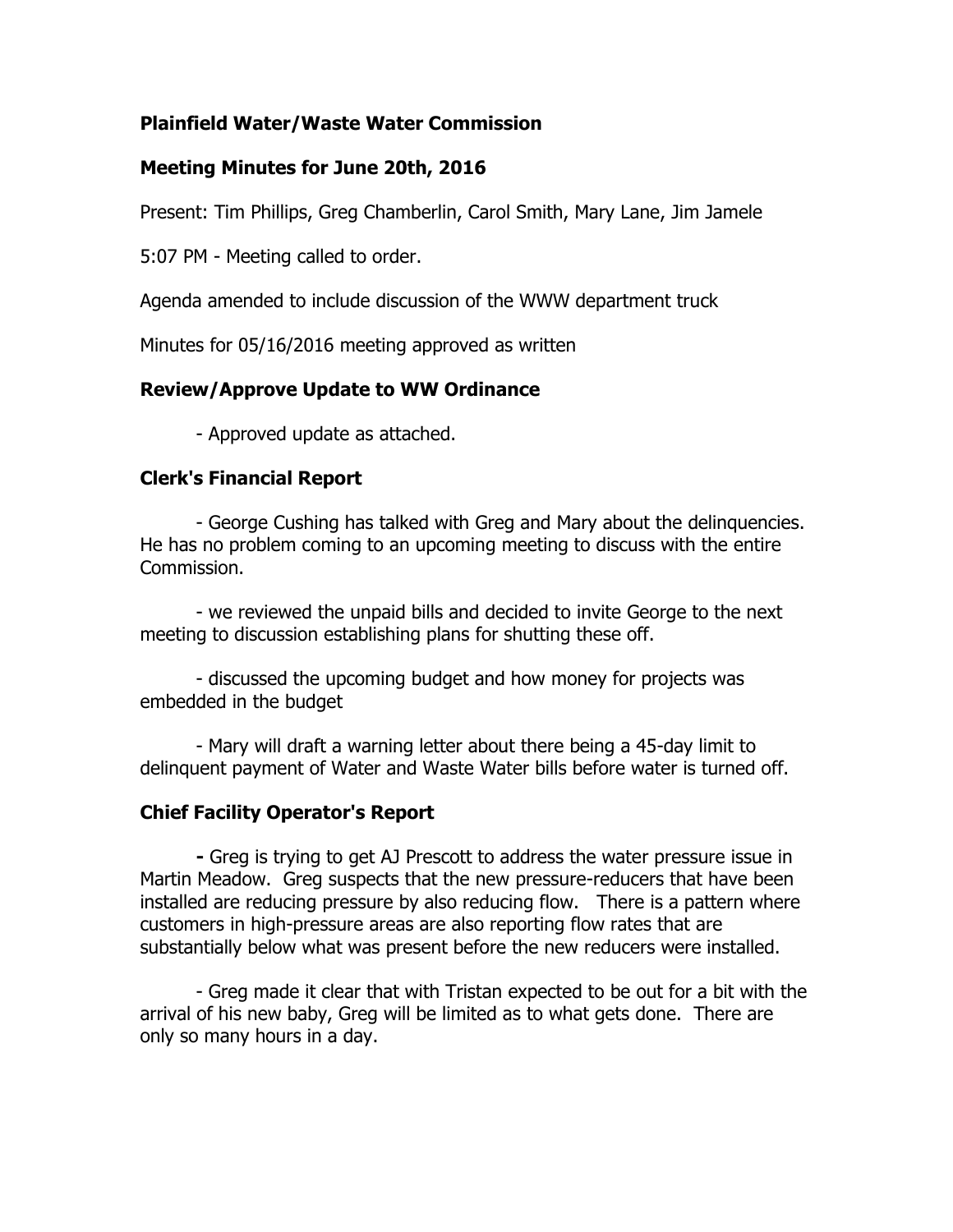**Plainfield Water/Waste Water Commission**

**Meeting Minutes for June 20th, 2016**

Present: Tim Phillips, Greg Chamberlin, Carol Smith, Mary Lane, Jim Jamele

5:07 PM - Meeting called to order.

Agenda amended to include discussion of the WWW department truck

Minutes for 05/16/2016 meeting approved as written

**Review/Approve Update to WW Ordinance**

- Approved update as attached.

**Clerk's Financial Report**

- George Cushing has talked with Greg and Mary about the delinquencies. He has no problem coming to an upcoming meeting to discuss with the entire Commission.

- we reviewed the unpaid bills and decided to invite George to the next meeting to discussion establishing plans for shutting these off.

- discussed the upcoming budget and how money for projects was embedded in the budget

- Mary will draft a warning letter about there being a 45-day limit to delinquent payment of Water and Waste Water bills before water is turned off.

**Chief Facility Operator's Report**

- Greg is trying to get AJ Prescott to address the water pressure issue in Martin Meadow. Greg suspects that the new pressure-reducers that have been installed are reducing pressure by also reducing flow. There is a pattern where customers in high-pressure areas are also reporting flow rates that are substantially below what was present before the new reducers were installed.

- Greg made it clear that with Tristan expected to be out for a bit with the arrival of his new baby, Greg will be limited as to what gets done. There are only so many hours in a day.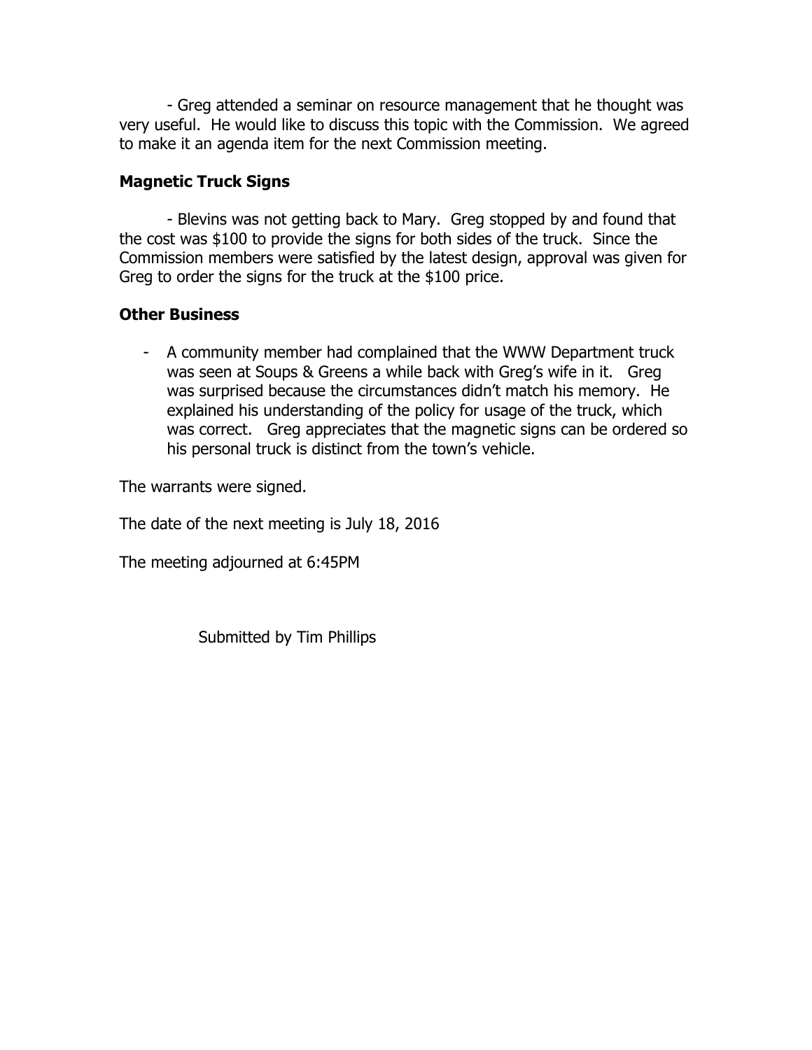- Greg attended a seminar on resource management that he thought was very useful. He would like to discuss this topic with the Commission. We agreed to make it an agenda item for the next Commission meeting.

**Magnetic Truck Signs**

- Blevins was not getting back to Mary. Greg stopped by and found that the cost was $100 to provide the signs for both sides of the truck. Since the Commission members were satisfied by the latest design, approval was given for Greg to order the signs for the truck at the $100 price.

**Other Business**

- A community member had complained that the WWW Department truck was seen at Soups & Greens a while back with Greg's wife in it. Greg was surprised because the circumstances didn't match his memory. He explained his understanding of the policy for usage of the truck, which was correct. Greg appreciates that the magnetic signs can be ordered so his personal truck is distinct from the town's vehicle.

The warrants were signed.

The date of the next meeting is July 18, 2016

The meeting adjourned at 6:45PM

Submitted by Tim Phillips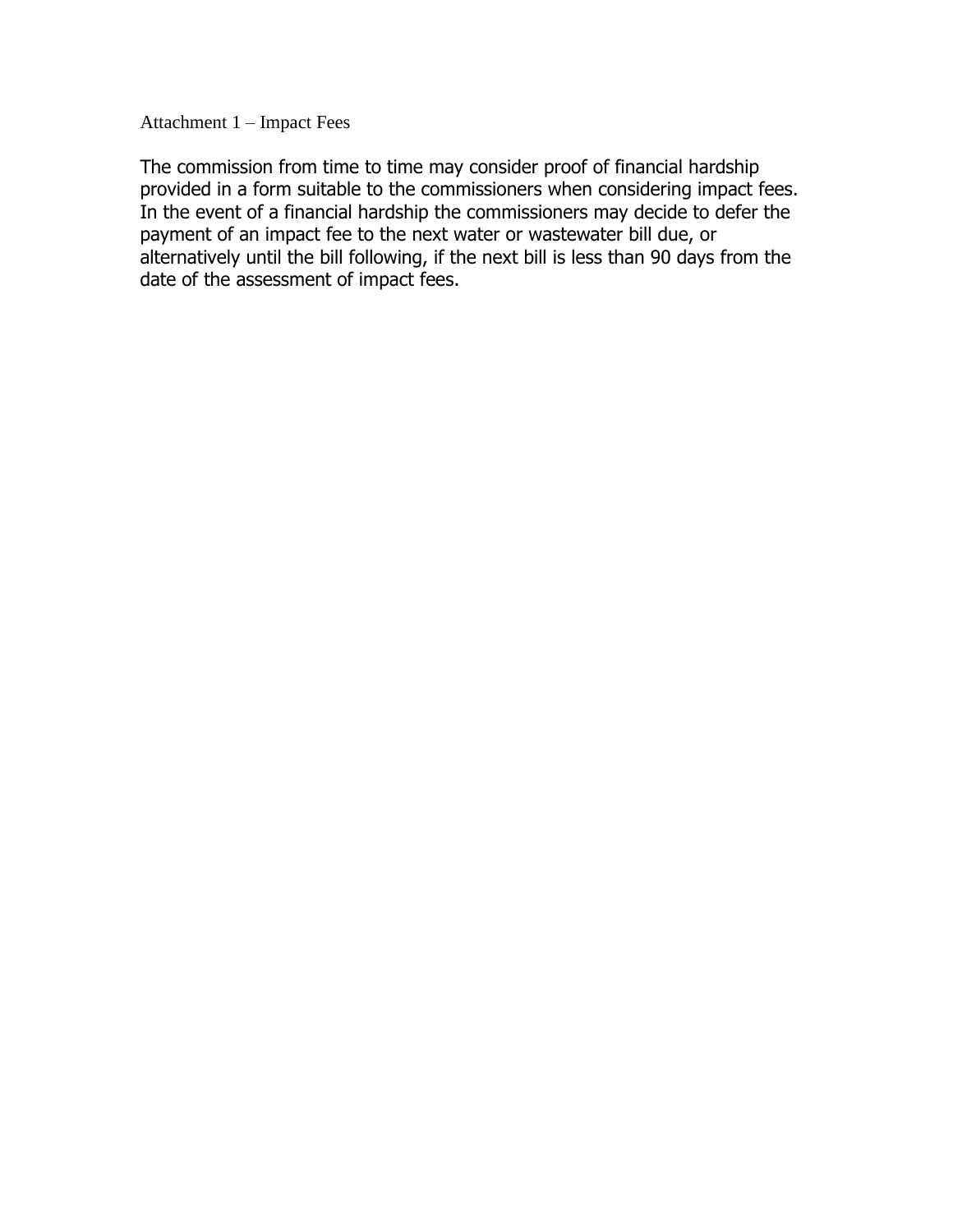Attachment 1 – Impact Fees

The commission from time to time may consider proof of financial hardship provided in a form suitable to the commissioners when considering impact fees. In the event of a financial hardship the commissioners may decide to defer the payment of an impact fee to the next water or wastewater bill due, or alternatively until the bill following, if the next bill is less than 90 days from the date of the assessment of impact fees.